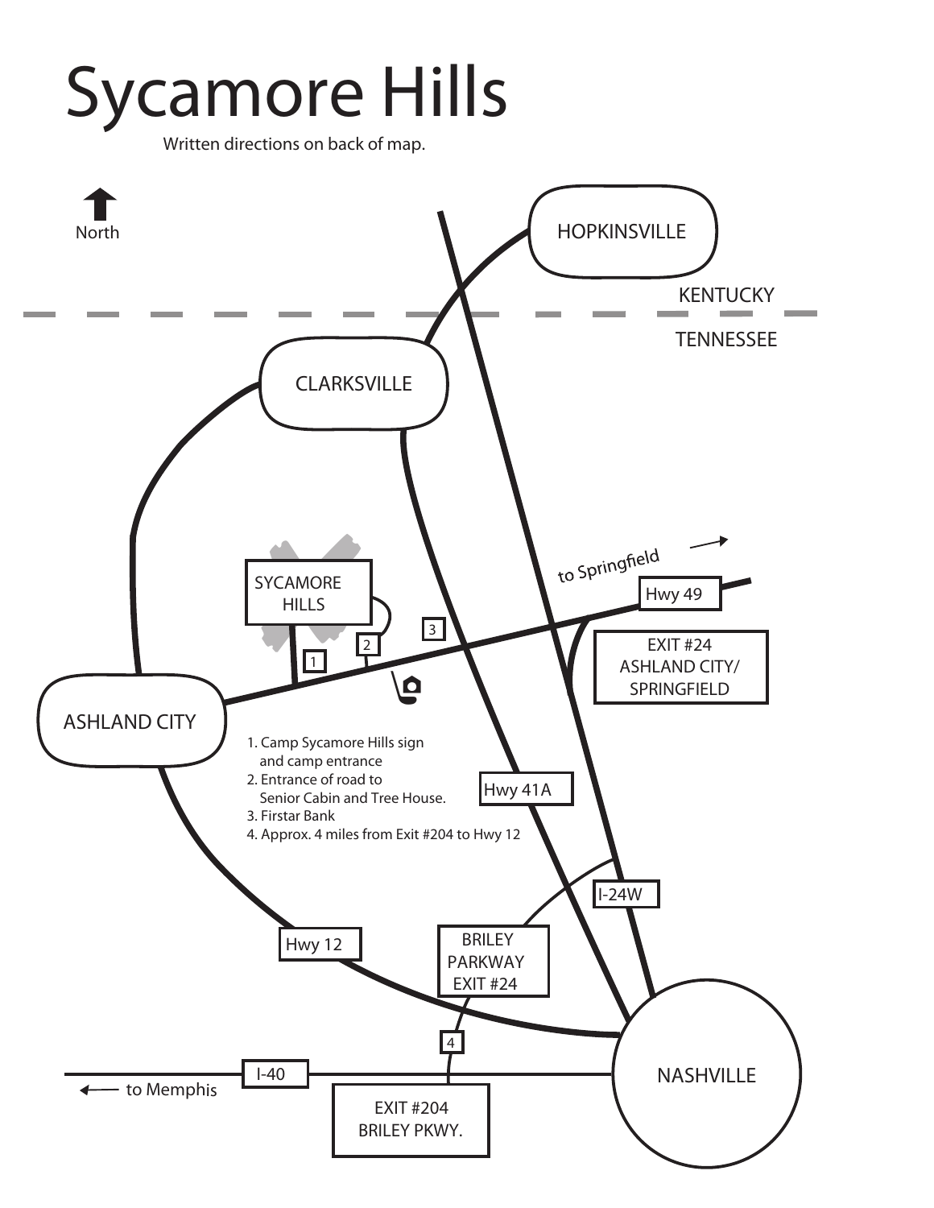# Sycamore Hills

Written directions on back of map.

North

HOPKINSVILLE

KENTUCKY

TENNESSEE

CLARKSVILLE

SYCAMORE HILLS

to Springfield

Hwy 49

EXIT #24 ASHLAND CITY/ SPRINGFIELD

ASHLAND CITY

1. Camp Sycamore Hills sign and camp entrance
2. Entrance of road to Senior Cabin and Tree House.
3. Firstar Bank
4. Approx. 4 miles from Exit #204 to Hwy 12

Hwy 41A

I-24W

Hwy 12

BRILEY PARKWAY EXIT #24

I-40

to Memphis

EXIT #204 BRILEY PKWY.

NASHVILLE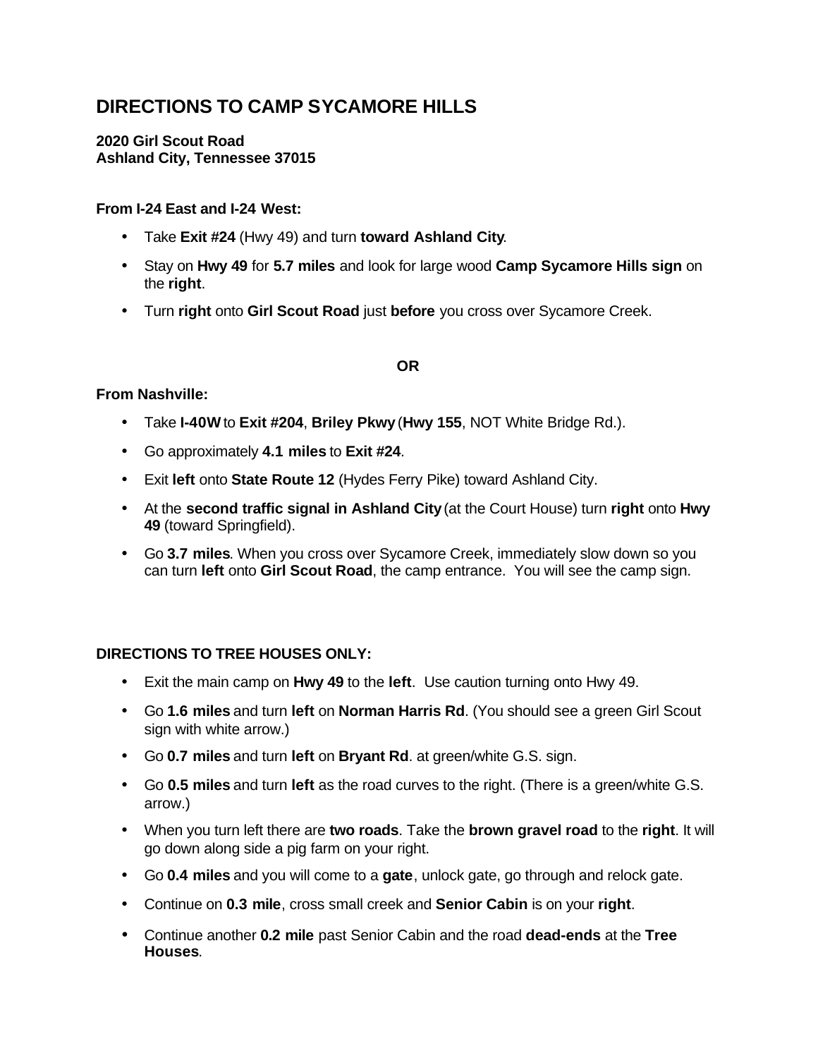# DIRECTIONS TO CAMP SYCAMORE HILLS

**2020 Girl Scout Road**
**Ashland City, Tennessee 37015**

**From I-24 East and I-24 West:**

- Take **Exit #24** (Hwy 49) and turn **toward Ashland City**.
- Stay on **Hwy 49** for **5.7 miles** and look for large wood **Camp Sycamore Hills sign** on the **right**.
- Turn **right** onto **Girl Scout Road** just **before** you cross over Sycamore Creek.

**OR**

**From Nashville:**

- Take **I-40W** to **Exit #204**, **Briley Pkwy** (**Hwy 155**, NOT White Bridge Rd.).
- Go approximately **4.1 miles** to **Exit #24**.
- Exit **left** onto **State Route 12** (Hydes Ferry Pike) toward Ashland City.
- At the **second traffic signal in Ashland City** (at the Court House) turn **right** onto **Hwy 49** (toward Springfield).
- Go **3.7 miles**. When you cross over Sycamore Creek, immediately slow down so you can turn **left** onto **Girl Scout Road**, the camp entrance. You will see the camp sign.

**DIRECTIONS TO TREE HOUSES ONLY:**

- Exit the main camp on **Hwy 49** to the **left**. Use caution turning onto Hwy 49.
- Go **1.6 miles** and turn **left** on **Norman Harris Rd**. (You should see a green Girl Scout sign with white arrow.)
- Go **0.7 miles** and turn **left** on **Bryant Rd**. at green/white G.S. sign.
- Go **0.5 miles** and turn **left** as the road curves to the right. (There is a green/white G.S. arrow.)
- When you turn left there are **two roads**. Take the **brown gravel road** to the **right**. It will go down along side a pig farm on your right.
- Go **0.4 miles** and you will come to a **gate**, unlock gate, go through and relock gate.
- Continue on **0.3 mile**, cross small creek and **Senior Cabin** is on your **right**.
- Continue another **0.2 mile** past Senior Cabin and the road **dead-ends** at the **Tree Houses**.